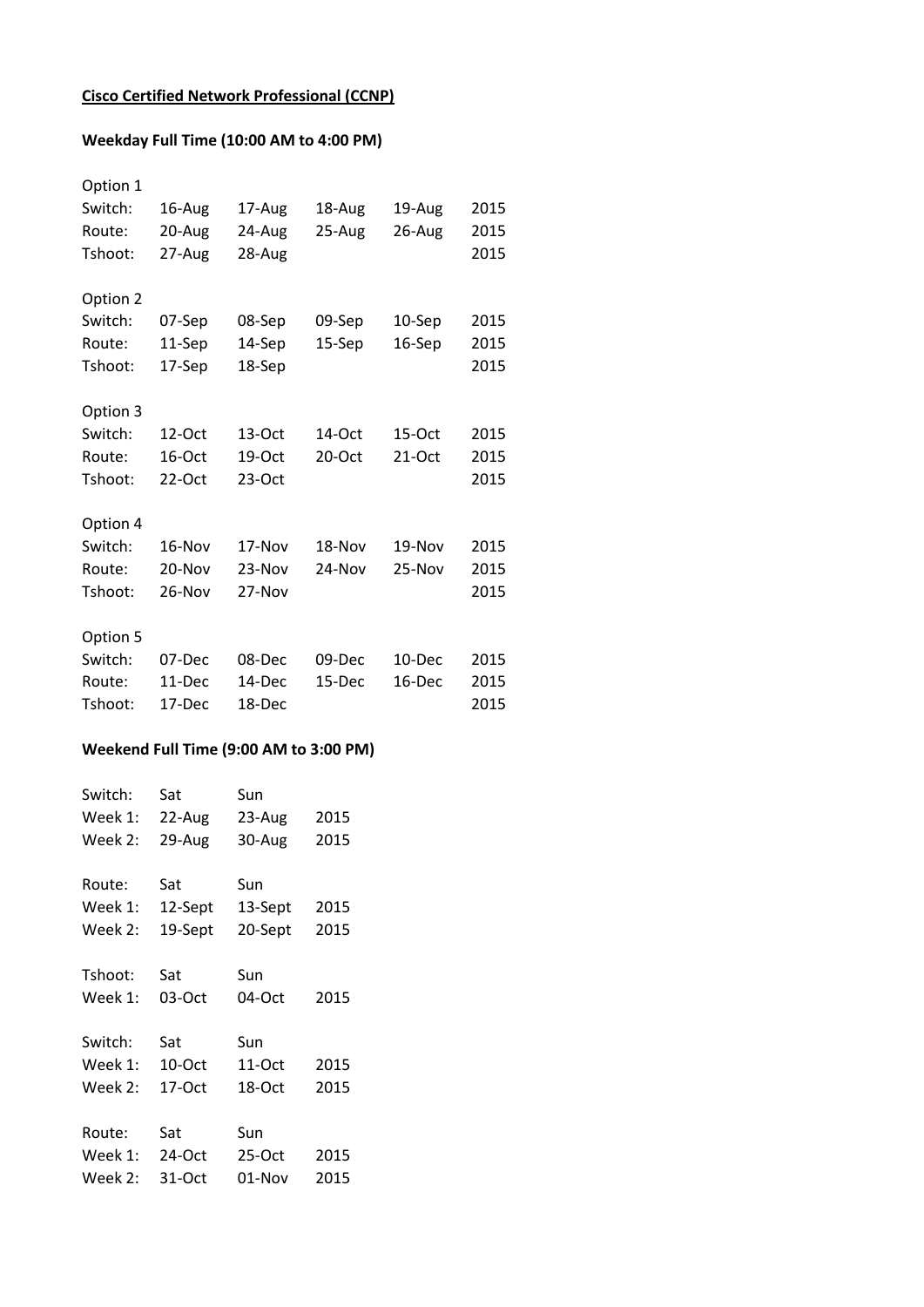**Cisco Certified Network Professional (CCNP)**

**Weekday Full Time (10:00 AM to 4:00 PM)**

Option 1

| | | | | | |
|---|---|---|---|---|---|
| Switch: | 16-Aug | 17-Aug | 18-Aug | 19-Aug | 2015 |
| Route: | 20-Aug | 24-Aug | 25-Aug | 26-Aug | 2015 |
| Tshoot: | 27-Aug | 28-Aug | | | 2015 |

Option 2

| | | | | | |
|---|---|---|---|---|---|
| Switch: | 07-Sep | 08-Sep | 09-Sep | 10-Sep | 2015 |
| Route: | 11-Sep | 14-Sep | 15-Sep | 16-Sep | 2015 |
| Tshoot: | 17-Sep | 18-Sep | | | 2015 |

Option 3

| | | | | | |
|---|---|---|---|---|---|
| Switch: | 12-Oct | 13-Oct | 14-Oct | 15-Oct | 2015 |
| Route: | 16-Oct | 19-Oct | 20-Oct | 21-Oct | 2015 |
| Tshoot: | 22-Oct | 23-Oct | | | 2015 |

Option 4

| | | | | | |
|---|---|---|---|---|---|
| Switch: | 16-Nov | 17-Nov | 18-Nov | 19-Nov | 2015 |
| Route: | 20-Nov | 23-Nov | 24-Nov | 25-Nov | 2015 |
| Tshoot: | 26-Nov | 27-Nov | | | 2015 |

Option 5

| | | | | | |
|---|---|---|---|---|---|
| Switch: | 07-Dec | 08-Dec | 09-Dec | 10-Dec | 2015 |
| Route: | 11-Dec | 14-Dec | 15-Dec | 16-Dec | 2015 |
| Tshoot: | 17-Dec | 18-Dec | | | 2015 |

**Weekend Full Time (9:00 AM to 3:00 PM)**

| Switch: | Sat | Sun | |
|---|---|---|---|
| Week 1: | 22-Aug | 23-Aug | 2015 |
| Week 2: | 29-Aug | 30-Aug | 2015 |

| Route: | Sat | Sun | |
|---|---|---|---|
| Week 1: | 12-Sept | 13-Sept | 2015 |
| Week 2: | 19-Sept | 20-Sept | 2015 |

| Tshoot: | Sat | Sun | |
|---|---|---|---|
| Week 1: | 03-Oct | 04-Oct | 2015 |

| Switch: | Sat | Sun | |
|---|---|---|---|
| Week 1: | 10-Oct | 11-Oct | 2015 |
| Week 2: | 17-Oct | 18-Oct | 2015 |

| Route: | Sat | Sun | |
|---|---|---|---|
| Week 1: | 24-Oct | 25-Oct | 2015 |
| Week 2: | 31-Oct | 01-Nov | 2015 |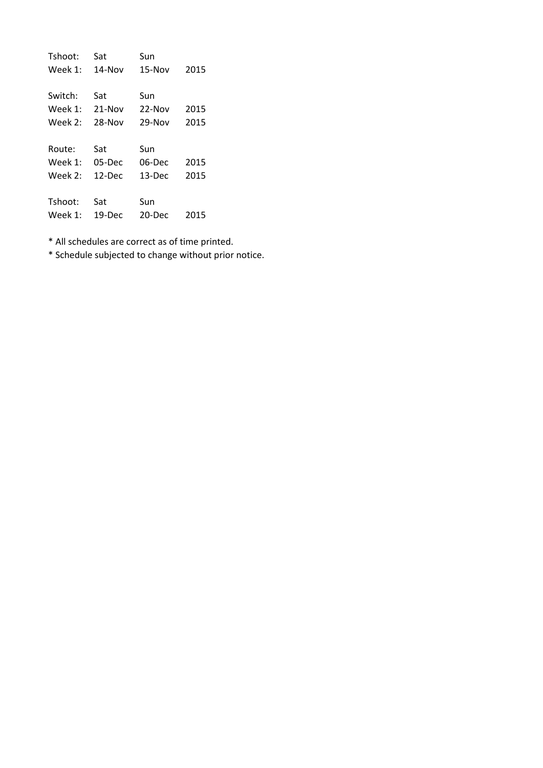| | | | |
|---|---|---|---|
| Tshoot: | Sat | Sun | |
| Week 1: | 14-Nov | 15-Nov | 2015 |
| | | | |
| Switch: | Sat | Sun | |
| Week 1: | 21-Nov | 22-Nov | 2015 |
| Week 2: | 28-Nov | 29-Nov | 2015 |
| | | | |
| Route: | Sat | Sun | |
| Week 1: | 05-Dec | 06-Dec | 2015 |
| Week 2: | 12-Dec | 13-Dec | 2015 |
| | | | |
| Tshoot: | Sat | Sun | |
| Week 1: | 19-Dec | 20-Dec | 2015 |

* All schedules are correct as of time printed.
* Schedule subjected to change without prior notice.